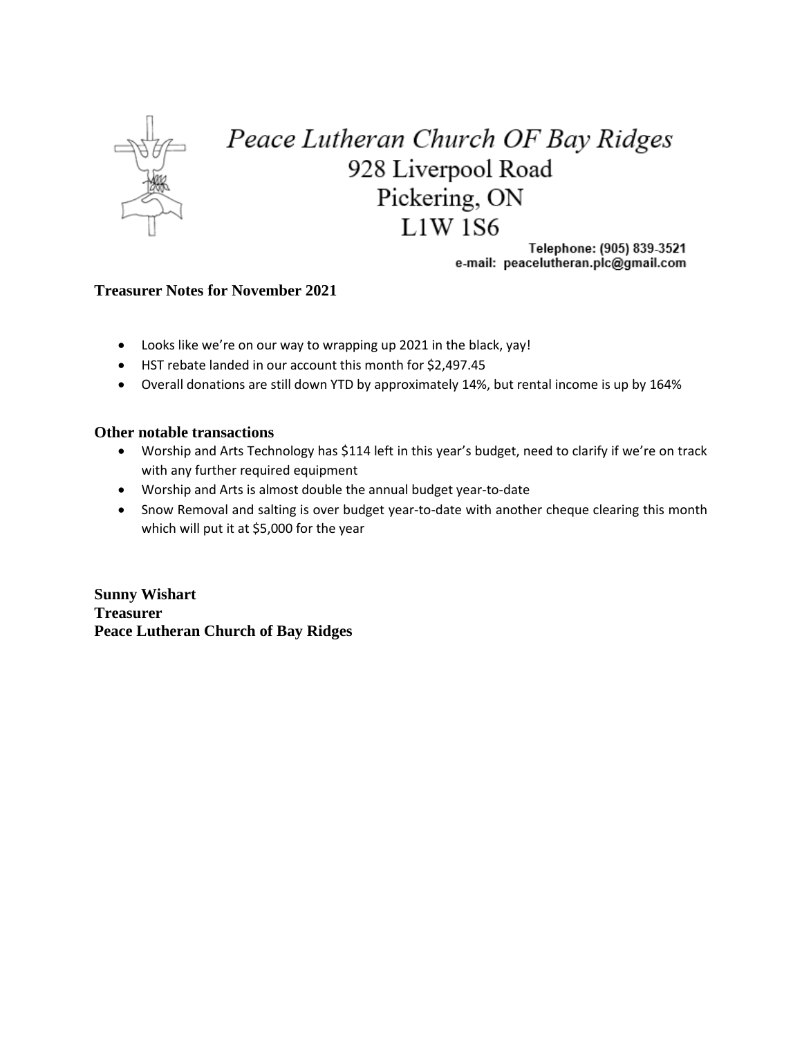# *Peace Lutheran Church OF Bay Ridges*

928 Liverpool Road
Pickering, ON
L1W 1S6

Telephone: (905) 839-3521
e-mail: peacelutheran.plc@gmail.com

### Treasurer Notes for November 2021

- Looks like we're on our way to wrapping up 2021 in the black, yay!
- HST rebate landed in our account this month for $2,497.45
- Overall donations are still down YTD by approximately 14%, but rental income is up by 164%

### Other notable transactions

- Worship and Arts Technology has $114 left in this year's budget, need to clarify if we're on track with any further required equipment
- Worship and Arts is almost double the annual budget year-to-date
- Snow Removal and salting is over budget year-to-date with another cheque clearing this month which will put it at $5,000 for the year

**Sunny Wishart**
**Treasurer**
**Peace Lutheran Church of Bay Ridges**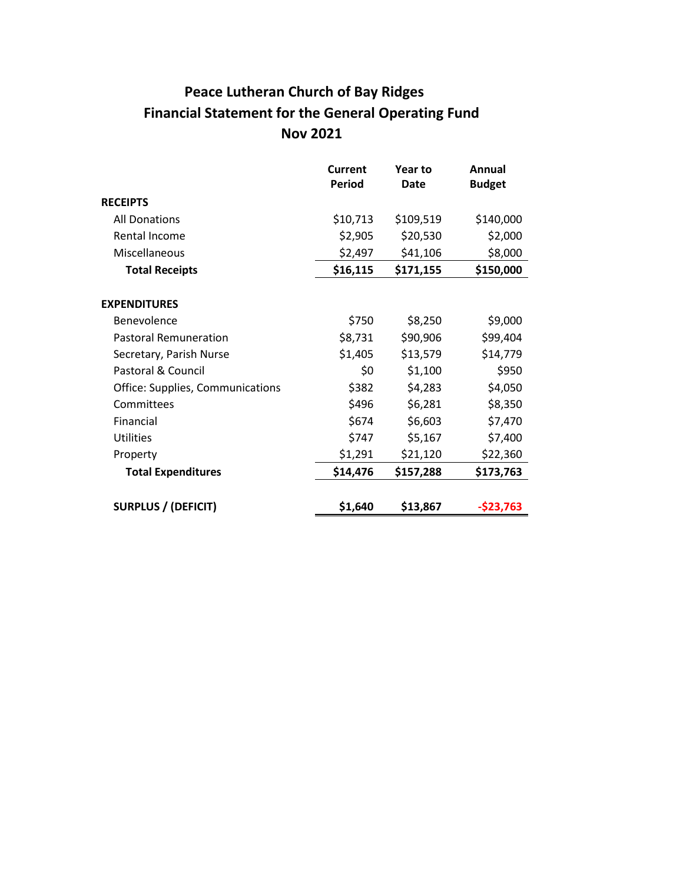# Peace Lutheran Church of Bay Ridges
## Financial Statement for the General Operating Fund
## Nov 2021

| | Current Period | Year to Date | Annual Budget |
|---|---|---|---|
| **RECEIPTS** | | | |
| All Donations | $10,713 | $109,519 | $140,000 |
| Rental Income | $2,905 | $20,530 | $2,000 |
| Miscellaneous | $2,497 | $41,106 | $8,000 |
| **Total Receipts** | **$16,115** | **$171,155** | **$150,000** |
| | | | |
| **EXPENDITURES** | | | |
| Benevolence | $750 | $8,250 | $9,000 |
| Pastoral Remuneration | $8,731 | $90,906 | $99,404 |
| Secretary, Parish Nurse | $1,405 | $13,579 | $14,779 |
| Pastoral & Council | $0 | $1,100 | $950 |
| Office: Supplies, Communications | $382 | $4,283 | $4,050 |
| Committees | $496 | $6,281 | $8,350 |
| Financial | $674 | $6,603 | $7,470 |
| Utilities | $747 | $5,167 | $7,400 |
| Property | $1,291 | $21,120 | $22,360 |
| **Total Expenditures** | **$14,476** | **$157,288** | **$173,763** |
| | | | |
| **SURPLUS / (DEFICIT)** | **$1,640** | **$13,867** | **-$23,763** |